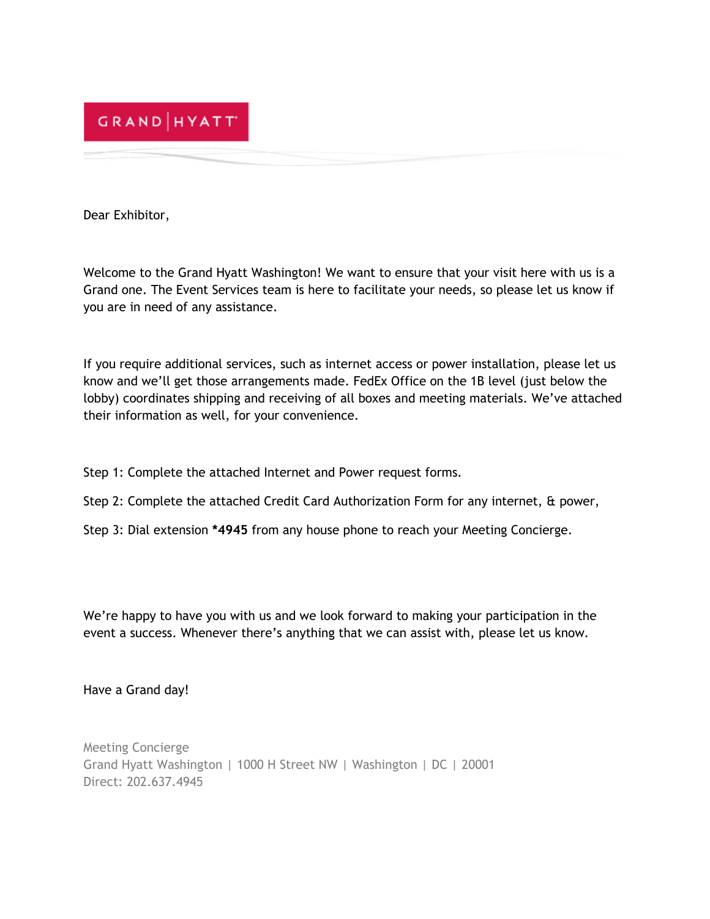GRAND | HYATT

Dear Exhibitor,

Welcome to the Grand Hyatt Washington! We want to ensure that your visit here with us is a Grand one. The Event Services team is here to facilitate your needs, so please let us know if you are in need of any assistance.

If you require additional services, such as internet access or power installation, please let us know and we'll get those arrangements made. FedEx Office on the 1B level (just below the lobby) coordinates shipping and receiving of all boxes and meeting materials. We've attached their information as well, for your convenience.

Step 1: Complete the attached Internet and Power request forms.

Step 2: Complete the attached Credit Card Authorization Form for any internet, & power,

Step 3: Dial extension **\*4945** from any house phone to reach your Meeting Concierge.

We're happy to have you with us and we look forward to making your participation in the event a success. Whenever there's anything that we can assist with, please let us know.

Have a Grand day!

Meeting Concierge  
Grand Hyatt Washington | 1000 H Street NW | Washington | DC | 20001  
Direct: 202.637.4945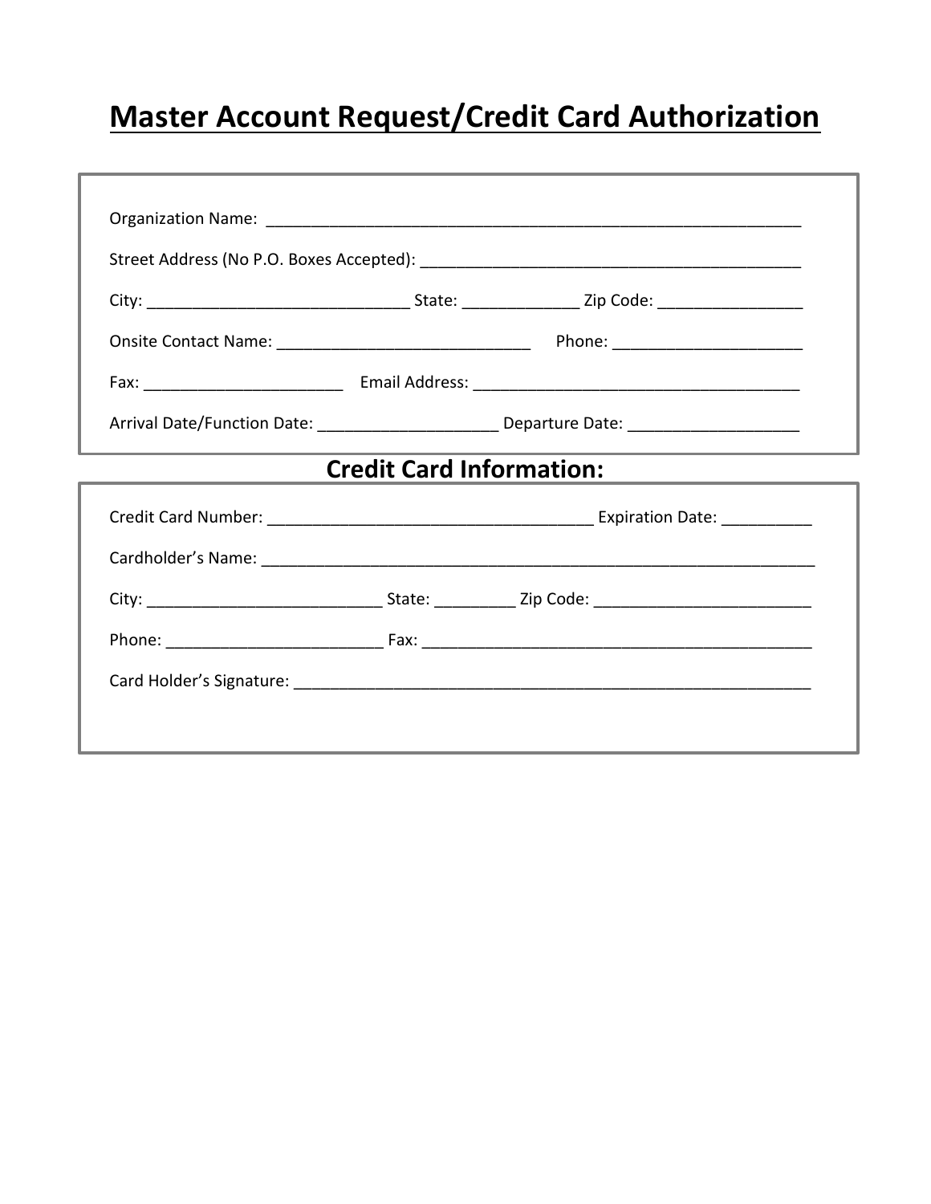# Master Account Request/Credit Card Authorization

Organization Name: ____________________________________________________________

Street Address (No P.O. Boxes Accepted): __________________________________________

City: _____________________________ State: _____________ Zip Code: ________________

Onsite Contact Name: ____________________________ Phone: _____________________

Fax: ______________________ Email Address: _____________________________________

Arrival Date/Function Date: ____________________ Departure Date: ___________________

## Credit Card Information:

Credit Card Number: _____________________________________ Expiration Date: __________

Cardholder's Name: _______________________________________________________________

City: __________________________ State: _________ Zip Code: ________________________

Phone: ________________________ Fax: ____________________________________________

Card Holder's Signature: __________________________________________________________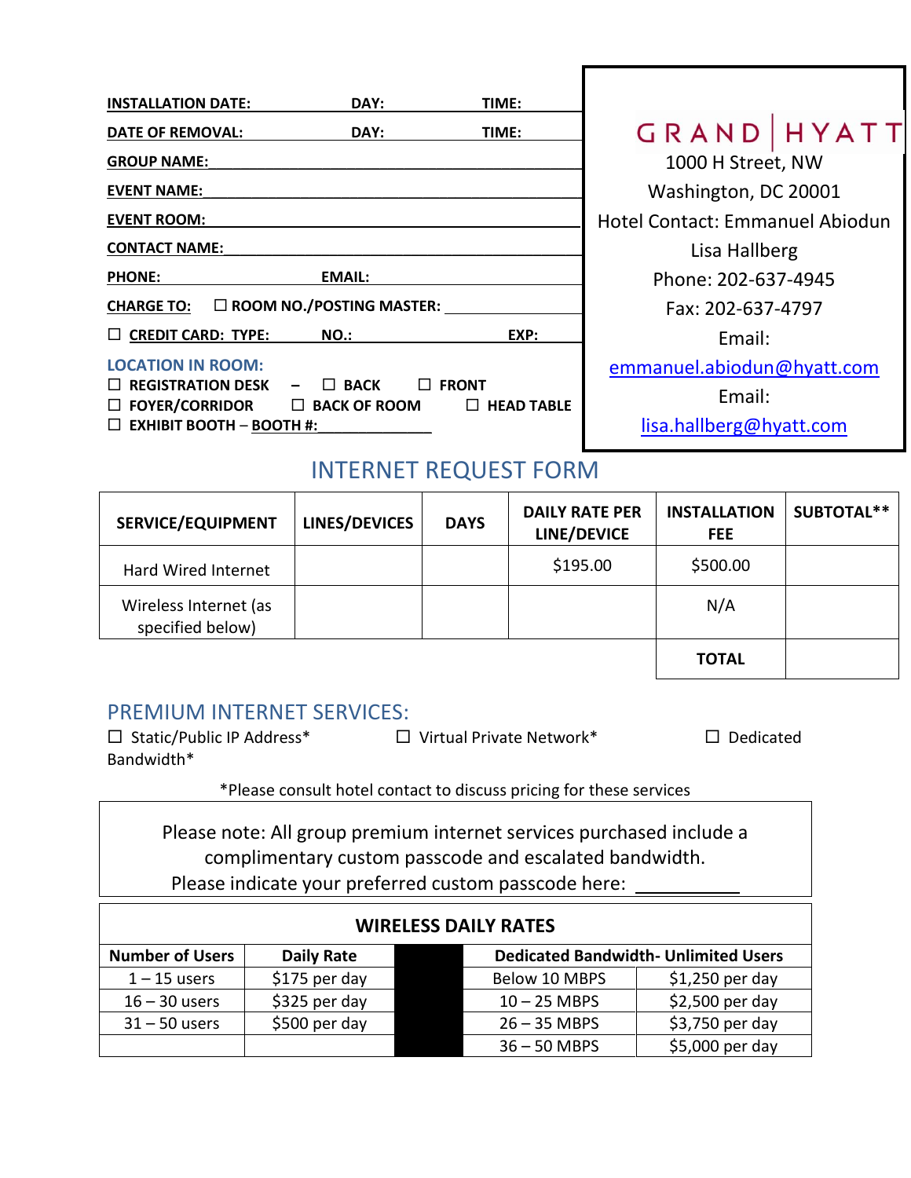**INSTALLATION DATE:** \_\_\_\_\_\_\_\_ **DAY:** \_\_\_\_\_\_\_\_ **TIME:** \_\_\_\_\_\_\_\_

**DATE OF REMOVAL:** \_\_\_\_\_\_\_\_ **DAY:** \_\_\_\_\_\_\_\_ **TIME:** \_\_\_\_\_\_\_\_

**GROUP NAME:** \_\_\_\_\_\_\_\_\_\_\_\_\_\_\_\_\_\_\_\_

**EVENT NAME:** \_\_\_\_\_\_\_\_\_\_\_\_\_\_\_\_\_\_\_\_

**EVENT ROOM:** \_\_\_\_\_\_\_\_\_\_\_\_\_\_\_\_\_\_\_\_

**CONTACT NAME:** \_\_\_\_\_\_\_\_\_\_\_\_\_\_\_\_\_\_\_\_

**PHONE:** \_\_\_\_\_\_\_\_ **EMAIL:** \_\_\_\_\_\_\_\_

**CHARGE TO:** ☐ **ROOM NO./POSTING MASTER:** \_\_\_\_\_\_\_\_

☐ **CREDIT CARD: TYPE:** \_\_\_\_\_\_\_\_ **NO.:** \_\_\_\_\_\_\_\_ **EXP:** \_\_\_\_\_\_\_\_

**LOCATION IN ROOM:**

☐ **REGISTRATION DESK** – ☐ **BACK** ☐ **FRONT**

☐ **FOYER/CORRIDOR** ☐ **BACK OF ROOM** ☐ **HEAD TABLE**

☐ **EXHIBIT BOOTH** – **BOOTH #:** \_\_\_\_\_\_\_\_

GRAND | HYATT
1000 H Street, NW
Washington, DC 20001
Hotel Contact: Emmanuel Abiodun
Lisa Hallberg
Phone: 202-637-4945
Fax: 202-637-4797
Email:
emmanuel.abiodun@hyatt.com
Email:
lisa.hallberg@hyatt.com

# INTERNET REQUEST FORM

| SERVICE/EQUIPMENT | LINES/DEVICES | DAYS | DAILY RATE PER LINE/DEVICE | INSTALLATION FEE | SUBTOTAL** |
|---|---|---|---|---|---|
| Hard Wired Internet | | | $195.00 | $500.00 | |
| Wireless Internet (as specified below) | | | | N/A | |
| | | | | **TOTAL** | |

## PREMIUM INTERNET SERVICES:

☐ Static/Public IP Address* ☐ Virtual Private Network* ☐ Dedicated Bandwidth*

*Please consult hotel contact to discuss pricing for these services

Please note: All group premium internet services purchased include a complimentary custom passcode and escalated bandwidth.
Please indicate your preferred custom passcode here: \_\_\_\_\_\_\_\_\_\_

| **WIRELESS DAILY RATES** | | | | |
|---|---|---|---|---|
| **Number of Users** | **Daily Rate** | | **Dedicated Bandwidth- Unlimited Users** | |
| 1 – 15 users | $175 per day | | Below 10 MBPS | $1,250 per day |
| 16 – 30 users | $325 per day | | 10 – 25 MBPS | $2,500 per day |
| 31 – 50 users | $500 per day | | 26 – 35 MBPS | $3,750 per day |
| | | | 36 – 50 MBPS | $5,000 per day |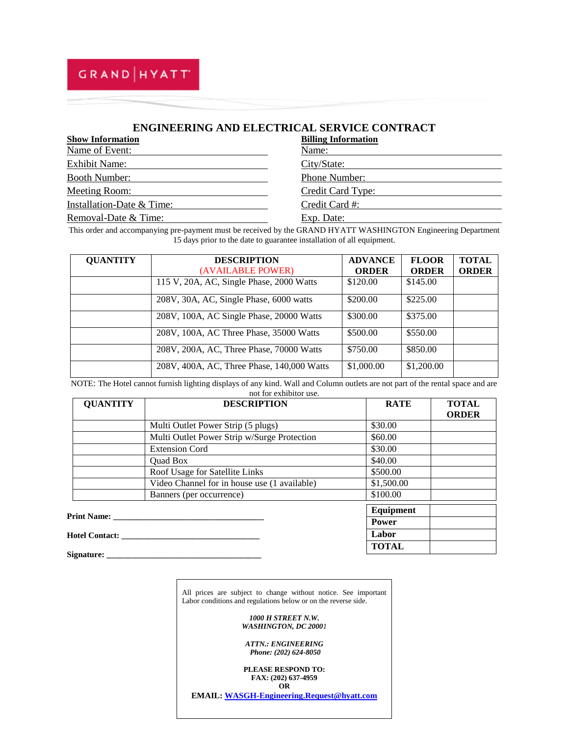GRAND | HYATT

# ENGINEERING AND ELECTRICAL SERVICE CONTRACT

**Show Information**

Name of Event:

Exhibit Name:

Booth Number:

Meeting Room:

Installation-Date & Time:

Removal-Date & Time:

**Billing Information**

Name:

City/State:

Phone Number:

Credit Card Type:

Credit Card #:

Exp. Date:

This order and accompanying pre-payment must be received by the GRAND HYATT WASHINGTON Engineering Department 15 days prior to the date to guarantee installation of all equipment.

| QUANTITY | DESCRIPTION (AVAILABLE POWER) | ADVANCE ORDER | FLOOR ORDER | TOTAL ORDER |
|---|---|---|---|---|
| | 115 V, 20A, AC, Single Phase, 2000 Watts | $120.00 | $145.00 | |
| | 208V, 30A, AC, Single Phase, 6000 watts | $200.00 | $225.00 | |
| | 208V, 100A, AC Single Phase, 20000 Watts | $300.00 | $375.00 | |
| | 208V, 100A, AC Three Phase, 35000 Watts | $500.00 | $550.00 | |
| | 208V, 200A, AC, Three Phase, 70000 Watts | $750.00 | $850.00 | |
| | 208V, 400A, AC, Three Phase, 140,000 Watts | $1,000.00 | $1,200.00 | |

NOTE: The Hotel cannot furnish lighting displays of any kind. Wall and Column outlets are not part of the rental space and are not for exhibitor use.

| QUANTITY | DESCRIPTION | RATE | TOTAL ORDER |
|---|---|---|---|
| | Multi Outlet Power Strip (5 plugs) | $30.00 | |
| | Multi Outlet Power Strip w/Surge Protection | $60.00 | |
| | Extension Cord | $30.00 | |
| | Quad Box | $40.00 | |
| | Roof Usage for Satellite Links | $500.00 | |
| | Video Channel for in house use (1 available) | $1,500.00 | |
| | Banners (per occurrence) | $100.00 | |

**Print Name:** ___________________________________

**Hotel Contact:** ________________________________

**Signature:** _____________________________________

| | |
|---|---|
| **Equipment** | |
| **Power** | |
| **Labor** | |
| **TOTAL** | |

All prices are subject to change without notice. See important Labor conditions and regulations below or on the reverse side.

***1000 H STREET N.W.***
***WASHINGTON, DC 20001***

***ATTN.: ENGINEERING***
***Phone: (202) 624-8050***

**PLEASE RESPOND TO:**
**FAX: (202) 637-4959**
**OR**
**EMAIL: WASGH-Engineering.Request@hyatt.com**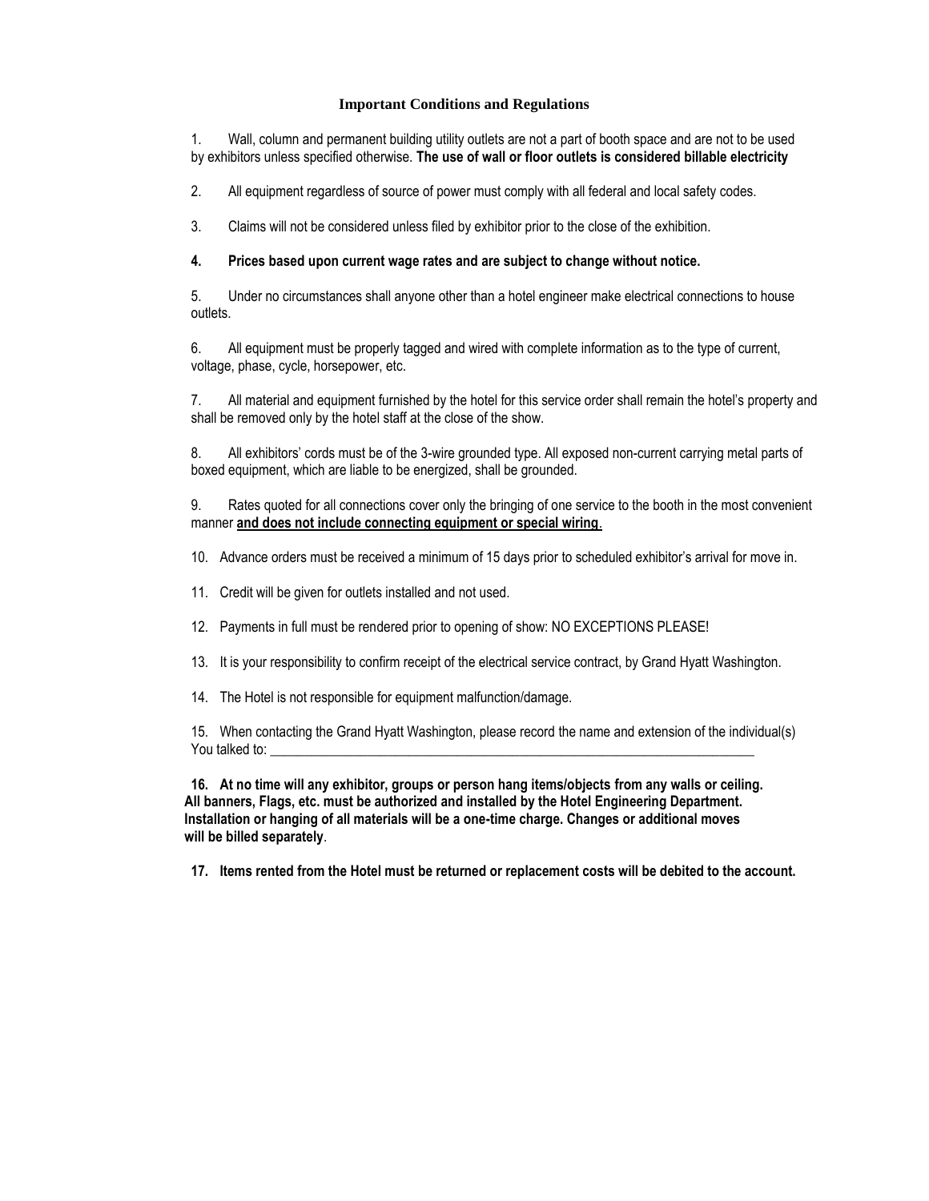## Important Conditions and Regulations

1. Wall, column and permanent building utility outlets are not a part of booth space and are not to be used by exhibitors unless specified otherwise. **The use of wall or floor outlets is considered billable electricity**

2. All equipment regardless of source of power must comply with all federal and local safety codes.

3. Claims will not be considered unless filed by exhibitor prior to the close of the exhibition.

4. **Prices based upon current wage rates and are subject to change without notice.**

5. Under no circumstances shall anyone other than a hotel engineer make electrical connections to house outlets.

6. All equipment must be properly tagged and wired with complete information as to the type of current, voltage, phase, cycle, horsepower, etc.

7. All material and equipment furnished by the hotel for this service order shall remain the hotel's property and shall be removed only by the hotel staff at the close of the show.

8. All exhibitors' cords must be of the 3-wire grounded type. All exposed non-current carrying metal parts of boxed equipment, which are liable to be energized, shall be grounded.

9. Rates quoted for all connections cover only the bringing of one service to the booth in the most convenient manner **and does not include connecting equipment or special wiring**.

10. Advance orders must be received a minimum of 15 days prior to scheduled exhibitor's arrival for move in.

11. Credit will be given for outlets installed and not used.

12. Payments in full must be rendered prior to opening of show: NO EXCEPTIONS PLEASE!

13. It is your responsibility to confirm receipt of the electrical service contract, by Grand Hyatt Washington.

14. The Hotel is not responsible for equipment malfunction/damage.

15. When contacting the Grand Hyatt Washington, please record the name and extension of the individual(s) You talked to: ___________________________________________________________________________

16. **At no time will any exhibitor, groups or person hang items/objects from any walls or ceiling. All banners, Flags, etc. must be authorized and installed by the Hotel Engineering Department. Installation or hanging of all materials will be a one-time charge. Changes or additional moves will be billed separately**.

17. **Items rented from the Hotel must be returned or replacement costs will be debited to the account.**